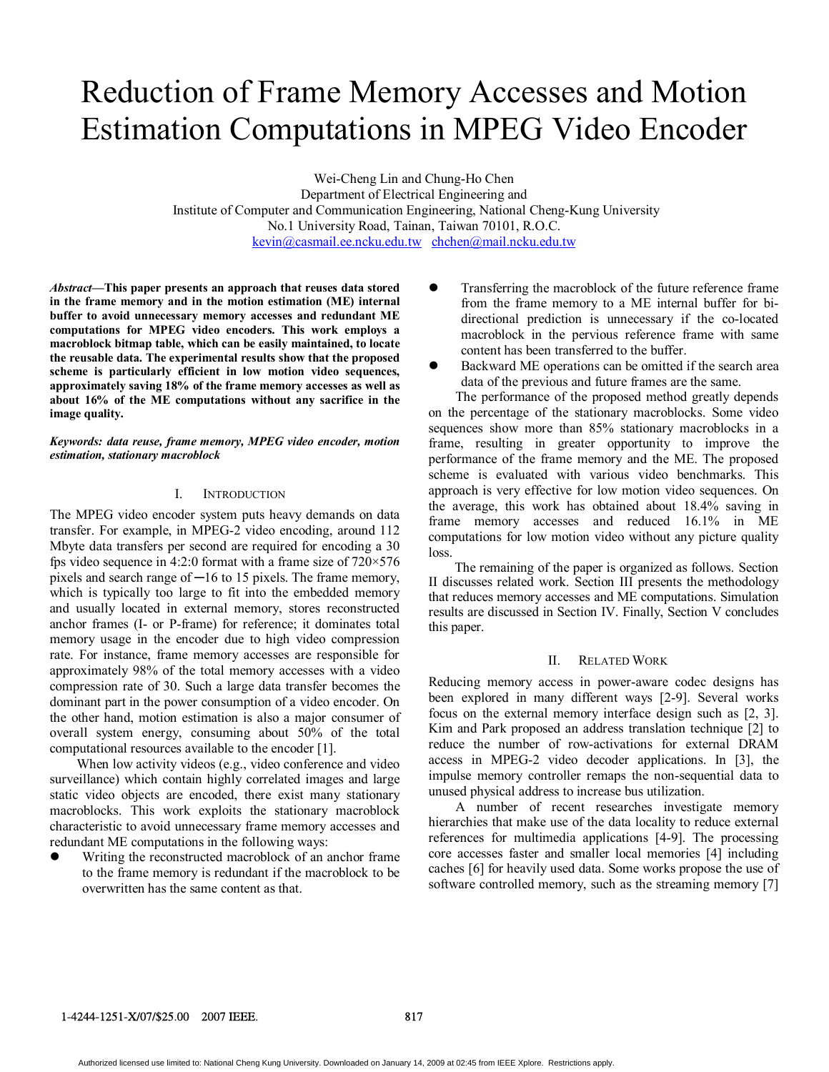# Reduction of Frame Memory Accesses and Motion Estimation Computations in MPEG Video Encoder

Wei-Cheng Lin and Chung-Ho Chen
Department of Electrical Engineering and
Institute of Computer and Communication Engineering, National Cheng-Kung University
No.1 University Road, Tainan, Taiwan 70101, R.O.C.
kevin@casmail.ee.ncku.edu.tw chchen@mail.ncku.edu.tw

***Abstract*—This paper presents an approach that reuses data stored in the frame memory and in the motion estimation (ME) internal buffer to avoid unnecessary memory accesses and redundant ME computations for MPEG video encoders. This work employs a macroblock bitmap table, which can be easily maintained, to locate the reusable data. The experimental results show that the proposed scheme is particularly efficient in low motion video sequences, approximately saving 18% of the frame memory accesses as well as about 16% of the ME computations without any sacrifice in the image quality.**

***Keywords: data reuse, frame memory, MPEG video encoder, motion estimation, stationary macroblock***

## I. Introduction

The MPEG video encoder system puts heavy demands on data transfer. For example, in MPEG-2 video encoding, around 112 Mbyte data transfers per second are required for encoding a 30 fps video sequence in 4:2:0 format with a frame size of 720×576 pixels and search range of −16 to 15 pixels. The frame memory, which is typically too large to fit into the embedded memory and usually located in external memory, stores reconstructed anchor frames (I- or P-frame) for reference; it dominates total memory usage in the encoder due to high video compression rate. For instance, frame memory accesses are responsible for approximately 98% of the total memory accesses with a video compression rate of 30. Such a large data transfer becomes the dominant part in the power consumption of a video encoder. On the other hand, motion estimation is also a major consumer of overall system energy, consuming about 50% of the total computational resources available to the encoder [1].

When low activity videos (e.g., video conference and video surveillance) which contain highly correlated images and large static video objects are encoded, there exist many stationary macroblocks. This work exploits the stationary macroblock characteristic to avoid unnecessary frame memory accesses and redundant ME computations in the following ways:

- Writing the reconstructed macroblock of an anchor frame to the frame memory is redundant if the macroblock to be overwritten has the same content as that.
- Transferring the macroblock of the future reference frame from the frame memory to a ME internal buffer for bi-directional prediction is unnecessary if the co-located macroblock in the pervious reference frame with same content has been transferred to the buffer.
- Backward ME operations can be omitted if the search area data of the previous and future frames are the same.

The performance of the proposed method greatly depends on the percentage of the stationary macroblocks. Some video sequences show more than 85% stationary macroblocks in a frame, resulting in greater opportunity to improve the performance of the frame memory and the ME. The proposed scheme is evaluated with various video benchmarks. This approach is very effective for low motion video sequences. On the average, this work has obtained about 18.4% saving in frame memory accesses and reduced 16.1% in ME computations for low motion video without any picture quality loss.

The remaining of the paper is organized as follows. Section II discusses related work. Section III presents the methodology that reduces memory accesses and ME computations. Simulation results are discussed in Section IV. Finally, Section V concludes this paper.

## II. Related Work

Reducing memory access in power-aware codec designs has been explored in many different ways [2-9]. Several works focus on the external memory interface design such as [2, 3]. Kim and Park proposed an address translation technique [2] to reduce the number of row-activations for external DRAM access in MPEG-2 video decoder applications. In [3], the impulse memory controller remaps the non-sequential data to unused physical address to increase bus utilization.

A number of recent researches investigate memory hierarchies that make use of the data locality to reduce external references for multimedia applications [4-9]. The processing core accesses faster and smaller local memories [4] including caches [6] for heavily used data. Some works propose the use of software controlled memory, such as the streaming memory [7]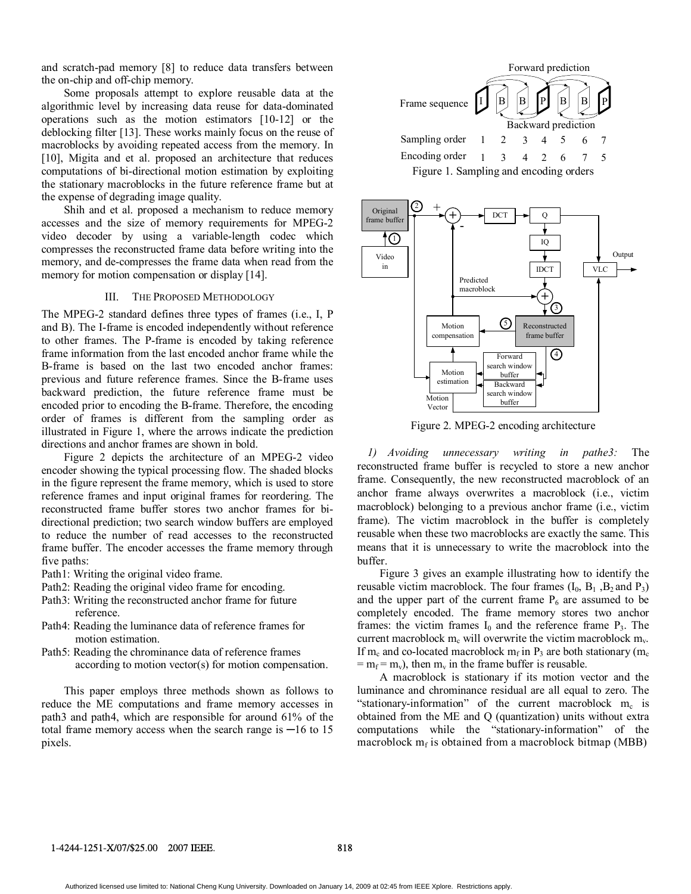and scratch-pad memory [8] to reduce data transfers between the on-chip and off-chip memory.

Some proposals attempt to explore reusable data at the algorithmic level by increasing data reuse for data-dominated operations such as the motion estimators [10-12] or the deblocking filter [13]. These works mainly focus on the reuse of macroblocks by avoiding repeated access from the memory. In [10], Migita and et al. proposed an architecture that reduces computations of bi-directional motion estimation by exploiting the stationary macroblocks in the future reference frame but at the expense of degrading image quality.

Shih and et al. proposed a mechanism to reduce memory accesses and the size of memory requirements for MPEG-2 video decoder by using a variable-length codec which compresses the reconstructed frame data before writing into the memory, and de-compresses the frame data when read from the memory for motion compensation or display [14].

## III. The Proposed Methodology

The MPEG-2 standard defines three types of frames (i.e., I, P and B). The I-frame is encoded independently without reference to other frames. The P-frame is encoded by taking reference frame information from the last encoded anchor frame while the B-frame is based on the last two encoded anchor frames: previous and future reference frames. Since the B-frame uses backward prediction, the future reference frame must be encoded prior to encoding the B-frame. Therefore, the encoding order of frames is different from the sampling order as illustrated in Figure 1, where the arrows indicate the prediction directions and anchor frames are shown in bold.

Figure 2 depicts the architecture of an MPEG-2 video encoder showing the typical processing flow. The shaded blocks in the figure represent the frame memory, which is used to store reference frames and input original frames for reordering. The reconstructed frame buffer stores two anchor frames for bi-directional prediction; two search window buffers are employed to reduce the number of read accesses to the reconstructed frame buffer. The encoder accesses the frame memory through five paths:

Path1: Writing the original video frame.
Path2: Reading the original video frame for encoding.
Path3: Writing the reconstructed anchor frame for future reference.
Path4: Reading the luminance data of reference frames for motion estimation.
Path5: Reading the chrominance data of reference frames according to motion vector(s) for motion compensation.

This paper employs three methods shown as follows to reduce the ME computations and frame memory accesses in path3 and path4, which are responsible for around 61% of the total frame memory access when the search range is −16 to 15 pixels.

| Frame sequence | I | B | B | P | B | B | P |
|---|---|---|---|---|---|---|---|
| Sampling order | 1 | 2 | 3 | 4 | 5 | 6 | 7 |
| Encoding order | 1 | 3 | 4 | 2 | 6 | 7 | 5 |

Figure 1. Sampling and encoding orders

Figure 2. MPEG-2 encoding architecture

*1) Avoiding unnecessary writing in pathe3:* The reconstructed frame buffer is recycled to store a new anchor frame. Consequently, the new reconstructed macroblock of an anchor frame always overwrites a macroblock (i.e., victim macroblock) belonging to a previous anchor frame (i.e., victim frame). The victim macroblock in the buffer is completely reusable when these two macroblocks are exactly the same. This means that it is unnecessary to write the macroblock into the buffer.

Figure 3 gives an example illustrating how to identify the reusable victim macroblock. The four frames ($I_0$, $B_1$, $B_2$ and $P_3$) and the upper part of the current frame $P_6$ are assumed to be completely encoded. The frame memory stores two anchor frames: the victim frames $I_0$ and the reference frame $P_3$. The current macroblock $m_c$ will overwrite the victim macroblock $m_v$. If $m_c$ and co-located macroblock $m_f$ in $P_3$ are both stationary ($m_c = m_f = m_v$), then $m_v$ in the frame buffer is reusable.

A macroblock is stationary if its motion vector and the luminance and chrominance residual are all equal to zero. The "stationary-information" of the current macroblock $m_c$ is obtained from the ME and Q (quantization) units without extra computations while the "stationary-information" of the macroblock $m_f$ is obtained from a macroblock bitmap (MBB)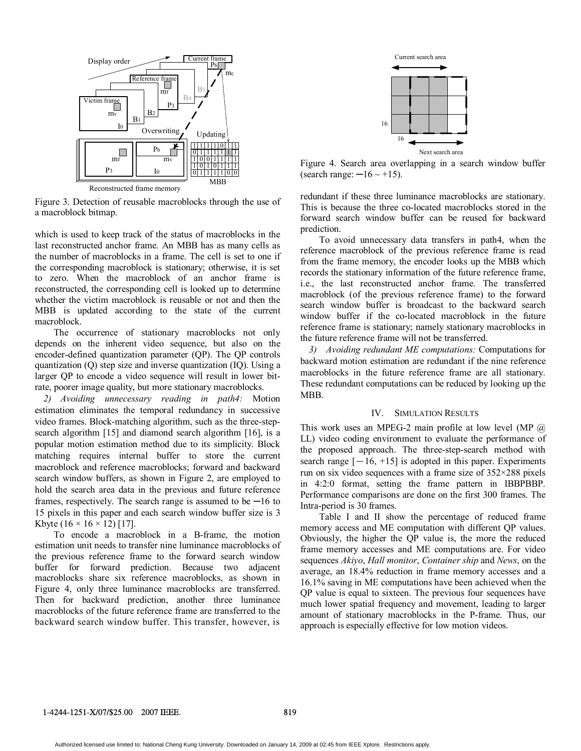Figure 3. Detection of reusable macroblocks through the use of a macroblock bitmap.

which is used to keep track of the status of macroblocks in the last reconstructed anchor frame. An MBB has as many cells as the number of macroblocks in a frame. The cell is set to one if the corresponding macroblock is stationary; otherwise, it is set to zero. When the macroblock of an anchor frame is reconstructed, the corresponding cell is looked up to determine whether the victim macroblock is reusable or not and then the MBB is updated according to the state of the current macroblock.

The occurrence of stationary macroblocks not only depends on the inherent video sequence, but also on the encoder-defined quantization parameter (QP). The QP controls quantization (Q) step size and inverse quantization (IQ). Using a larger QP to encode a video sequence will result in lower bit-rate, poorer image quality, but more stationary macroblocks.

*2) Avoiding unnecessary reading in path4:* Motion estimation eliminates the temporal redundancy in successive video frames. Block-matching algorithm, such as the three-step-search algorithm [15] and diamond search algorithm [16], is a popular motion estimation method due to its simplicity. Block matching requires internal buffer to store the current macroblock and reference macroblocks; forward and backward search window buffers, as shown in Figure 2, are employed to hold the search area data in the previous and future reference frames, respectively. The search range is assumed to be −16 to 15 pixels in this paper and each search window buffer size is 3 Kbyte (16 × 16 × 12) [17].

To encode a macroblock in a B-frame, the motion estimation unit needs to transfer nine luminance macroblocks of the previous reference frame to the forward search window buffer for forward prediction. Because two adjacent macroblocks share six reference macroblocks, as shown in Figure 4, only three luminance macroblocks are transferred. Then for backward prediction, another three luminance macroblocks of the future reference frame are transferred to the backward search window buffer. This transfer, however, is redundant if these three luminance macroblocks are stationary. This is because the three co-located macroblocks stored in the forward search window buffer can be reused for backward prediction.

Figure 4. Search area overlapping in a search window buffer (search range: −16 ~ +15).

To avoid unnecessary data transfers in path4, when the reference macroblock of the previous reference frame is read from the frame memory, the encoder looks up the MBB which records the stationary information of the future reference frame, i.e., the last reconstructed anchor frame. The transferred macroblock (of the previous reference frame) to the forward search window buffer is broadcast to the backward search window buffer if the co-located macroblock in the future reference frame is stationary; namely stationary macroblocks in the future reference frame will not be transferred.

*3) Avoiding redundant ME computations:* Computations for backward motion estimation are redundant if the nine reference macroblocks in the future reference frame are all stationary. These redundant computations can be reduced by looking up the MBB.

## IV. Simulation Results

This work uses an MPEG-2 main profile at low level (MP @ LL) video coding environment to evaluate the performance of the proposed approach. The three-step-search method with search range [−16, +15] is adopted in this paper. Experiments run on six video sequences with a frame size of 352×288 pixels in 4:2:0 format, setting the frame pattern in IBBPBBP. Performance comparisons are done on the first 300 frames. The Intra-period is 30 frames.

Table I and II show the percentage of reduced frame memory access and ME computation with different QP values. Obviously, the higher the QP value is, the more the reduced frame memory accesses and ME computations are. For video sequences *Akiyo*, *Hall monitor*, *Container ship* and *News*, on the average, an 18.4% reduction in frame memory accesses and a 16.1% saving in ME computations have been achieved when the QP value is equal to sixteen. The previous four sequences have much lower spatial frequency and movement, leading to larger amount of stationary macroblocks in the P-frame. Thus, our approach is especially effective for low motion videos.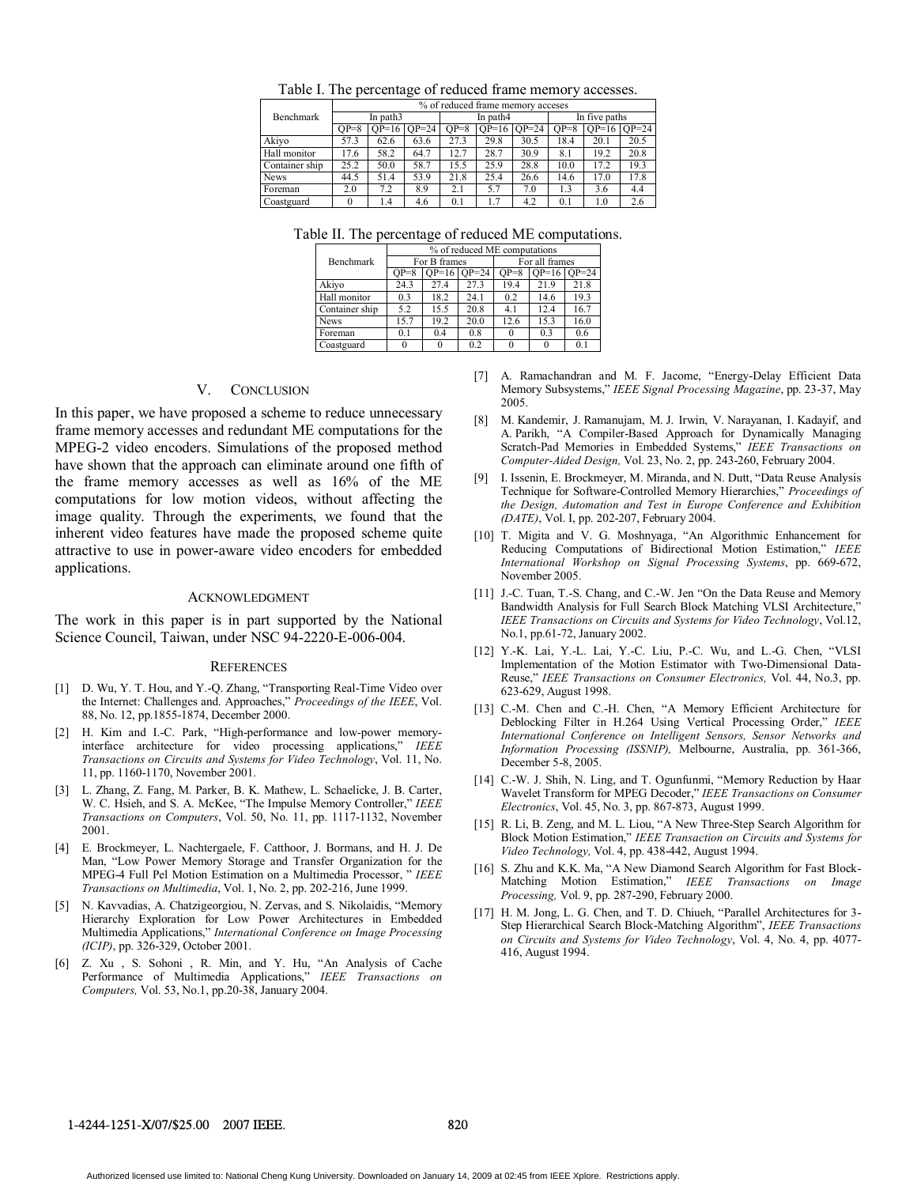Table I. The percentage of reduced frame memory accesses.

| Benchmark | % of reduced frame memory acceses | | | | | | | | |
|---|---|---|---|---|---|---|---|---|---|
| | In path3 | | | In path4 | | | In five paths | | |
| | QP=8 | QP=16 | QP=24 | QP=8 | QP=16 | QP=24 | QP=8 | QP=16 | QP=24 |
| Akiyo | 57.3 | 62.6 | 63.6 | 27.3 | 29.8 | 30.5 | 18.4 | 20.1 | 20.5 |
| Hall monitor | 17.6 | 58.2 | 64.7 | 12.7 | 28.7 | 30.9 | 8.1 | 19.2 | 20.8 |
| Container ship | 25.2 | 50.0 | 58.7 | 15.5 | 25.9 | 28.8 | 10.0 | 17.2 | 19.3 |
| News | 44.5 | 51.4 | 53.9 | 21.8 | 25.4 | 26.6 | 14.6 | 17.0 | 17.8 |
| Foreman | 2.0 | 7.2 | 8.9 | 2.1 | 5.7 | 7.0 | 1.3 | 3.6 | 4.4 |
| Coastguard | 0 | 1.4 | 4.6 | 0.1 | 1.7 | 4.2 | 0.1 | 1.0 | 2.6 |

Table II. The percentage of reduced ME computations.

| Benchmark | % of reduced ME computations | | | | | |
|---|---|---|---|---|---|---|
| | For B frames | | | For all frames | | |
| | QP=8 | QP=16 | QP=24 | QP=8 | QP=16 | QP=24 |
| Akiyo | 24.3 | 27.4 | 27.3 | 19.4 | 21.9 | 21.8 |
| Hall monitor | 0.3 | 18.2 | 24.1 | 0.2 | 14.6 | 19.3 |
| Container ship | 5.2 | 15.5 | 20.8 | 4.1 | 12.4 | 16.7 |
| News | 15.7 | 19.2 | 20.0 | 12.6 | 15.3 | 16.0 |
| Foreman | 0.1 | 0.4 | 0.8 | 0 | 0.3 | 0.6 |
| Coastguard | 0 | 0 | 0.2 | 0 | 0 | 0.1 |

## V. CONCLUSION

In this paper, we have proposed a scheme to reduce unnecessary frame memory accesses and redundant ME computations for the MPEG-2 video encoders. Simulations of the proposed method have shown that the approach can eliminate around one fifth of the frame memory accesses as well as 16% of the ME computations for low motion videos, without affecting the image quality. Through the experiments, we found that the inherent video features have made the proposed scheme quite attractive to use in power-aware video encoders for embedded applications.

## ACKNOWLEDGMENT

The work in this paper is in part supported by the National Science Council, Taiwan, under NSC 94-2220-E-006-004.

## REFERENCES

[1] D. Wu, Y. T. Hou, and Y.-Q. Zhang, "Transporting Real-Time Video over the Internet: Challenges and. Approaches," *Proceedings of the IEEE*, Vol. 88, No. 12, pp.1855-1874, December 2000.

[2] H. Kim and I.-C. Park, "High-performance and low-power memory-interface architecture for video processing applications," *IEEE Transactions on Circuits and Systems for Video Technology*, Vol. 11, No. 11, pp. 1160-1170, November 2001.

[3] L. Zhang, Z. Fang, M. Parker, B. K. Mathew, L. Schaelicke, J. B. Carter, W. C. Hsieh, and S. A. McKee, "The Impulse Memory Controller," *IEEE Transactions on Computers*, Vol. 50, No. 11, pp. 1117-1132, November 2001.

[4] E. Brockmeyer, L. Nachtergaele, F. Catthoor, J. Bormans, and H. J. De Man, "Low Power Memory Storage and Transfer Organization for the MPEG-4 Full Pel Motion Estimation on a Multimedia Processor, " *IEEE Transactions on Multimedia*, Vol. 1, No. 2, pp. 202-216, June 1999.

[5] N. Kavvadias, A. Chatzigeorgiou, N. Zervas, and S. Nikolaidis, "Memory Hierarchy Exploration for Low Power Architectures in Embedded Multimedia Applications," *International Conference on Image Processing (ICIP)*, pp. 326-329, October 2001.

[6] Z. Xu , S. Sohoni , R. Min, and Y. Hu, "An Analysis of Cache Performance of Multimedia Applications," *IEEE Transactions on Computers,* Vol. 53, No.1, pp.20-38, January 2004.

[7] A. Ramachandran and M. F. Jacome, "Energy-Delay Efficient Data Memory Subsystems," *IEEE Signal Processing Magazine*, pp. 23-37, May 2005.

[8] M. Kandemir, J. Ramanujam, M. J. Irwin, V. Narayanan, I. Kadayif, and A. Parikh, "A Compiler-Based Approach for Dynamically Managing Scratch-Pad Memories in Embedded Systems," *IEEE Transactions on Computer-Aided Design,* Vol. 23, No. 2, pp. 243-260, February 2004.

[9] I. Issenin, E. Brockmeyer, M. Miranda, and N. Dutt, "Data Reuse Analysis Technique for Software-Controlled Memory Hierarchies," *Proceedings of the Design, Automation and Test in Europe Conference and Exhibition (DATE)*, Vol. I, pp. 202-207, February 2004.

[10] T. Migita and V. G. Moshnyaga, "An Algorithmic Enhancement for Reducing Computations of Bidirectional Motion Estimation," *IEEE International Workshop on Signal Processing Systems*, pp. 669-672, November 2005.

[11] J.-C. Tuan, T.-S. Chang, and C.-W. Jen "On the Data Reuse and Memory Bandwidth Analysis for Full Search Block Matching VLSI Architecture," *IEEE Transactions on Circuits and Systems for Video Technology*, Vol.12, No.1, pp.61-72, January 2002.

[12] Y.-K. Lai, Y.-L. Lai, Y.-C. Liu, P.-C. Wu, and L.-G. Chen, "VLSI Implementation of the Motion Estimator with Two-Dimensional Data-Reuse," *IEEE Transactions on Consumer Electronics,* Vol. 44, No.3, pp. 623-629, August 1998.

[13] C.-M. Chen and C.-H. Chen, "A Memory Efficient Architecture for Deblocking Filter in H.264 Using Vertical Processing Order," *IEEE International Conference on Intelligent Sensors, Sensor Networks and Information Processing (ISSNIP),* Melbourne, Australia, pp. 361-366, December 5-8, 2005.

[14] C.-W. J. Shih, N. Ling, and T. Ogunfunmi, "Memory Reduction by Haar Wavelet Transform for MPEG Decoder," *IEEE Transactions on Consumer Electronics*, Vol. 45, No. 3, pp. 867-873, August 1999.

[15] R. Li, B. Zeng, and M. L. Liou, "A New Three-Step Search Algorithm for Block Motion Estimation," *IEEE Transaction on Circuits and Systems for Video Technology,* Vol. 4, pp. 438-442, August 1994.

[16] S. Zhu and K.K. Ma, "A New Diamond Search Algorithm for Fast Block-Matching Motion Estimation," *IEEE Transactions on Image Processing,* Vol. 9, pp. 287-290, February 2000.

[17] H. M. Jong, L. G. Chen, and T. D. Chiueh, "Parallel Architectures for 3-Step Hierarchical Search Block-Matching Algorithm", *IEEE Transactions on Circuits and Systems for Video Technology*, Vol. 4, No. 4, pp. 4077-416, August 1994.